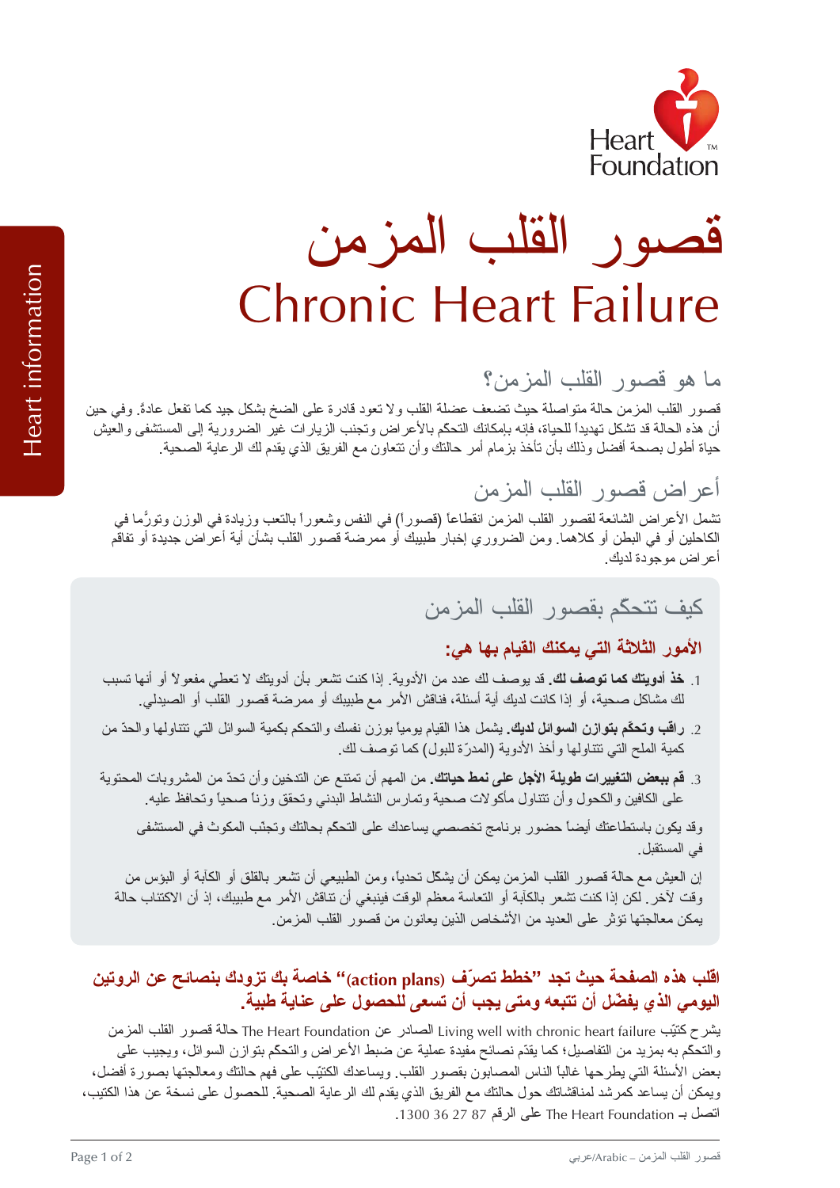Heart Foundation

Heart information

# قصور القلب المزمن
# Chronic Heart Failure

## ما هو قصور القلب المزمن؟

قصور القلب المزمن حالة متواصلة حيث تضعف عضلة القلب ولا تعود قادرة على الضخ بشكل جيد كما تفعل عادةً. وفي حين أن هذه الحالة قد تشكل تهديداً للحياة، فإنه بإمكانك التحكم بالأعراض وتجنب الزيارات غير الضرورية إلى المستشفى والعيش حياة أطول بصحة أفضل وذلك بأن تأخذ بزمام أمر حالتك وأن تتعاون مع الفريق الذي يقدم لك الرعاية الصحية.

## أعراض قصور القلب المزمن

تشمل الأعراض الشائعة لقصور القلب المزمن انقطاعاً (قصوراً) في النفس وشعوراً بالتعب وزيادة في الوزن وتورُّماً في الكاحلين أو في البطن أو كلاهما. ومن الضروري إخبار طبيبك أو ممرضة قصور القلب بشأن أية أعراض جديدة أو تفاقم أعراض موجودة لديك.

## كيف تتحكم بقصور القلب المزمن

### الأمور الثلاثة التي يمكنك القيام بها هي:

1. **خذ أدويتك كما توصف لك.** قد يوصف لك عدد من الأدوية. إذا كنت تشعر بأن أدويتك لا تعطي مفعولاً أو أنها تسبب لك مشاكل صحية، أو إذا كانت لديك أية أسئلة، فناقش الأمر مع طبيبك أو ممرضة قصور القلب أو الصيدلي.
2. **راقب وتحكّم بتوازن السوائل لديك.** يشمل هذا القيام يومياً بوزن نفسك والتحكم بكمية السوائل التي تتناولها والحدّ من كمية الملح التي تتناولها وأخذ الأدوية (المدرّة للبول) كما توصف لك.
3. **قم ببعض التغييرات طويلة الأجل على نمط حياتك.** من المهم أن تمتنع عن التدخين وأن تحدّ من المشروبات المحتوية على الكافين والكحول وأن تتناول مأكولات صحية وتمارس النشاط البدني وتحقق وزناً صحياً وتحافظ عليه.

وقد يكون باستطاعتك أيضاً حضور برنامج تخصصي يساعدك على التحكم بحالتك وتجنّب المكوث في المستشفى في المستقبل.

إن العيش مع حالة قصور القلب المزمن يمكن أن يشكل تحدياً، ومن الطبيعي أن تشعر بالقلق أو الكآبة أو البؤس من وقت لآخر. لكن إذا كنت تشعر بالكآبة أو التعاسة معظم الوقت فينبغي أن تناقش الأمر مع طبيبك، إذ أن الاكتئاب حالة يمكن معالجتها تؤثر على العديد من الأشخاص الذين يعانون من قصور القلب المزمن.

**اقلب هذه الصفحة حيث تجد "خطط تصرّف (action plans)" خاصة بك تزودك بنصائح عن الروتين اليومي الذي يفضّل أن تتبعه ومتى يجب أن تسعى للحصول على عناية طبية.**

يشرح كتيّب Living well with chronic heart failure الصادر عن The Heart Foundation حالة قصور القلب المزمن والتحكم به بمزيد من التفاصيل؛ كما يقدّم نصائح عملية مفيدة عن ضبط الأعراض والتحكم بتوازن السوائل، ويجيب على بعض الأسئلة التي يطرحها غالباً الناس المصابون بقصور القلب. ويساعدك الكتيّب على فهم حالتك ومعالجتها بصورة أفضل، ويمكن أن يساعد كمرشد لمناقشاتك حول حالتك مع الفريق الذي يقدم لك الرعاية الصحية. للحصول على نسخة عن هذا الكتيب، اتصل بـ The Heart Foundation على الرقم 87 27 36 1300.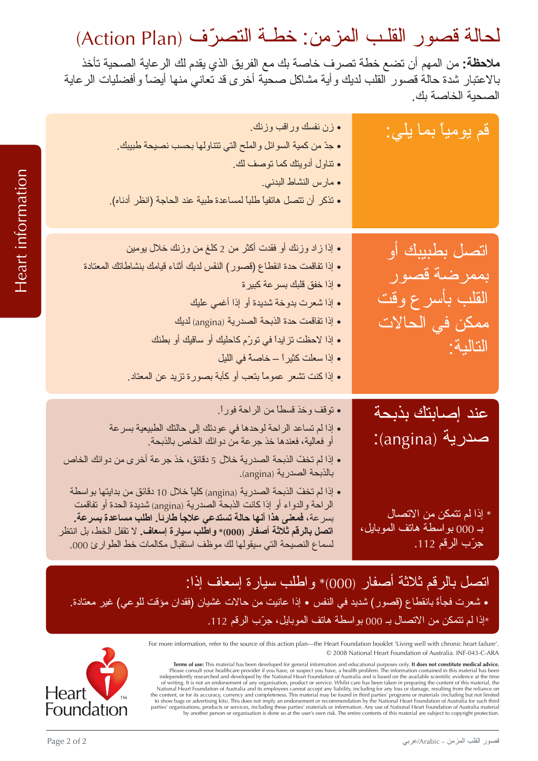# لحالة قصور القلب المزمن: خطـة التصـرّف (Action Plan)

**ملاحظة:** من المهم أن تضع خطة تصرف خاصة بك مع الفريق الذي يقدم لك الرعاية الصحية تأخذ بالاعتبار شدة حالة قصور القلب لديك وأية مشاكل صحية أخرى قد تعاني منها أيضاً وأفضليات الرعاية الصحية الخاصة بك.

Heart information

## قم يومياً بما يلي:

- زن نفسك وراقب وزنك.
- حِدّ من كمية السوائل والملح التي تتناولها بحسب نصيحة طبيبك.
- تناول أدويتك كما توصف لك.
- مارس النشاط البدني.
- تذكر أن تتصل هاتفياً طلباً لمساعدة طبية عند الحاجة (انظر أدناه).

## اتصل بطبيبك أو بممرضة قصور القلب بأسرع وقت ممكن في الحالات التالية:

- إذا زاد وزنك أو فقدت أكثر من 2 كلغ من وزنك خلال يومين
- إذا تفاقمت حدة انقطاع (قصور) النفس لديك أثناء قيامك بنشاطاتك المعتادة
- إذا خفق قلبك بسرعة كبيرة
- إذا شعرت بدوخة شديدة أو إذا أغمي عليك
- إذا تفاقمت حدة الذبحة الصدرية (angina) لديك
- إذا لاحظت تزايداً في تورّم كاحليك أو ساقيك أو بطنك
- إذا سعلت كثيراً – خاصة في الليل
- إذا كنت تشعر عموماً بتعب أو كآبة بصورة تزيد عن المعتاد.

## عند إصابتك بذبحة صدرية (angina):

- توقف وخذ قسطاً من الراحة فوراً.
- إذا لم تساعد الراحة لوحدها في عودتك إلى حالتك الطبيعية بسرعة أو فعالية، فعندها خذ جرعة من دوائك الخاص بالذبحة.
- إذا لم تخفّ الذبحة الصدرية خلال 5 دقائق، خذ جرعة أخرى من دوائك الخاص بالذبحة الصدرية (angina).
- إذا لم تخفّ الذبحة الصدرية (angina) كلياً خلال 10 دقائق من بدايتها بواسطة الراحة والدواء أو إذا كانت الذبحة الصدرية (angina) شديدة الحدة أو تفاقمت بسرعة، **فمعنى هذا أنها حالة تستدعي علاجاً طارئاً. اطلب مساعدة بسرعة. اتصل بالرقم ثلاثة أصفار (000)* واطلب سيارة إسعاف.** لا تقفل الخط، بل انتظر لسماع النصيحة التي سيقولها لك موظف استقبال مكالمات خط الطوارئ 000.

* إذا لم تتمكن من الاتصال بـ 000 بواسطة هاتف الموبايل، جرّب الرقم 112.

## اتصل بالرقم ثلاثة أصفار (000)* واطلب سيارة إسعاف إذا:

- شعرت فجأةً بانقطاع (قصور) شديد في النفس • إذا عانيت من حالات غشيان (فقدان مؤقت للوعي) غير معتادة.

*إذا لم تتمكن من الاتصال بـ 000 بواسطة هاتف الموبايل، جرّب الرقم 112.

For more information, refer to the source of this action plan—the Heart Foundation booklet 'Living well with chronic heart failure'.
© 2008 National Heart Foundation of Australia. INF-043-C-ARA

**Terms of use:** This material has been developed for general information and educational purposes only. **It does not constitute medical advice.** Please consult your healthcare provider if you have, or suspect you have, a health problem. The information contained in this material has been independently researched and developed by the National Heart Foundation of Australia and is based on the available scientific evidence at the time of writing. It is not an endorsement of any organisation, product or service. Whilst care has been taken in preparing the content of this material, the National Heart Foundation of Australia and its employees cannot accept any liability, including for any loss or damage, resulting from the reliance on the content, or for its accuracy, currency and completeness. This material may be found in third parties' programs or materials (including but not limited to show bags or advertising kits). This does not imply an endorsement or recommendation by the National Heart Foundation of Australia for such third parties' organisations, products or services, including these parties' materials or information. Any use of National Heart Foundation of Australia material by another person or organisation is done so at the user's own risk. The entire contents of this material are subject to copyright protection.

Heart Foundation™